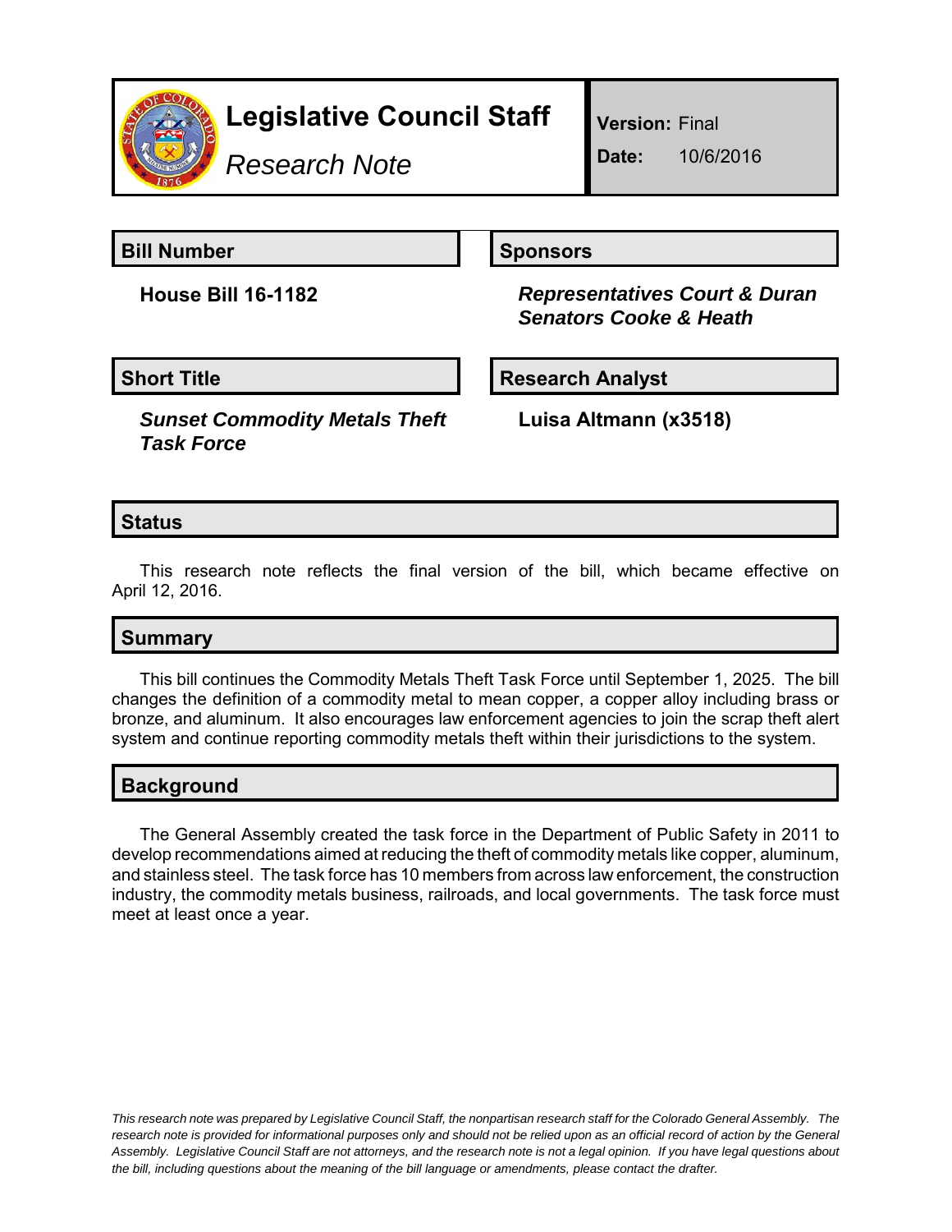# Legislative Council Staff

*Research Note*

**Version:** Final

**Date:** 10/6/2016

| **Bill Number** | **Sponsors** |
| --- | --- |
| **House Bill 16-1182** | ***Representatives Court & Duran*** ***Senators Cooke & Heath*** |

| **Short Title** | **Research Analyst** |
| --- | --- |
| ***Sunset Commodity Metals Theft Task Force*** | **Luisa Altmann (x3518)** |

## Status

This research note reflects the final version of the bill, which became effective on April 12, 2016.

## Summary

This bill continues the Commodity Metals Theft Task Force until September 1, 2025. The bill changes the definition of a commodity metal to mean copper, a copper alloy including brass or bronze, and aluminum. It also encourages law enforcement agencies to join the scrap theft alert system and continue reporting commodity metals theft within their jurisdictions to the system.

## Background

The General Assembly created the task force in the Department of Public Safety in 2011 to develop recommendations aimed at reducing the theft of commodity metals like copper, aluminum, and stainless steel. The task force has 10 members from across law enforcement, the construction industry, the commodity metals business, railroads, and local governments. The task force must meet at least once a year.

*This research note was prepared by Legislative Council Staff, the nonpartisan research staff for the Colorado General Assembly. The research note is provided for informational purposes only and should not be relied upon as an official record of action by the General Assembly. Legislative Council Staff are not attorneys, and the research note is not a legal opinion. If you have legal questions about the bill, including questions about the meaning of the bill language or amendments, please contact the drafter.*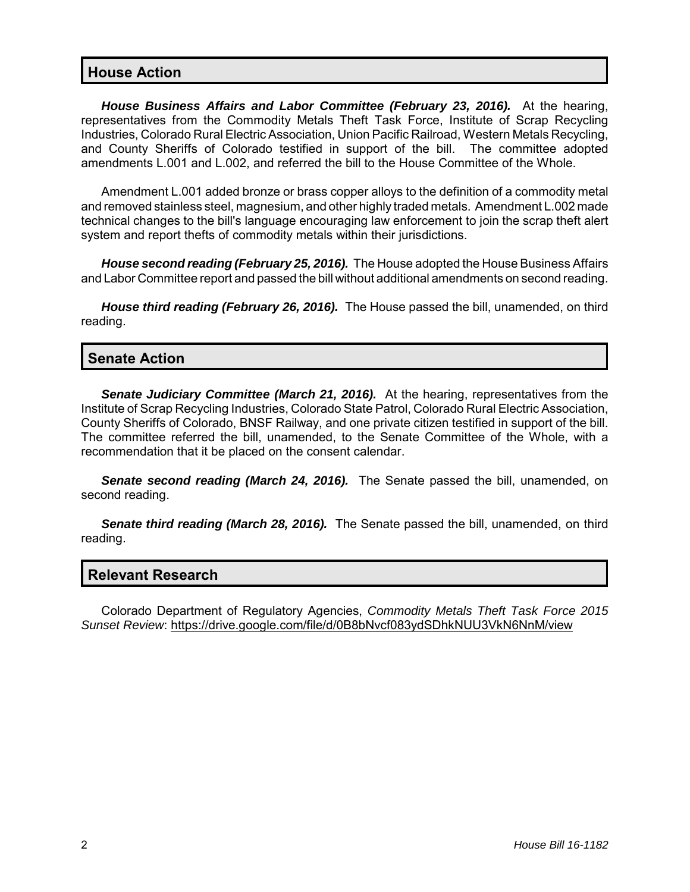## House Action

***House Business Affairs and Labor Committee (February 23, 2016).*** At the hearing, representatives from the Commodity Metals Theft Task Force, Institute of Scrap Recycling Industries, Colorado Rural Electric Association, Union Pacific Railroad, Western Metals Recycling, and County Sheriffs of Colorado testified in support of the bill. The committee adopted amendments L.001 and L.002, and referred the bill to the House Committee of the Whole.

Amendment L.001 added bronze or brass copper alloys to the definition of a commodity metal and removed stainless steel, magnesium, and other highly traded metals. Amendment L.002 made technical changes to the bill's language encouraging law enforcement to join the scrap theft alert system and report thefts of commodity metals within their jurisdictions.

***House second reading (February 25, 2016).*** The House adopted the House Business Affairs and Labor Committee report and passed the bill without additional amendments on second reading.

***House third reading (February 26, 2016).*** The House passed the bill, unamended, on third reading.

## Senate Action

***Senate Judiciary Committee (March 21, 2016).*** At the hearing, representatives from the Institute of Scrap Recycling Industries, Colorado State Patrol, Colorado Rural Electric Association, County Sheriffs of Colorado, BNSF Railway, and one private citizen testified in support of the bill. The committee referred the bill, unamended, to the Senate Committee of the Whole, with a recommendation that it be placed on the consent calendar.

***Senate second reading (March 24, 2016).*** The Senate passed the bill, unamended, on second reading.

***Senate third reading (March 28, 2016).*** The Senate passed the bill, unamended, on third reading.

## Relevant Research

Colorado Department of Regulatory Agencies, *Commodity Metals Theft Task Force 2015 Sunset Review*: https://drive.google.com/file/d/0B8bNvcf083ydSDhkNUU3VkN6NnM/view